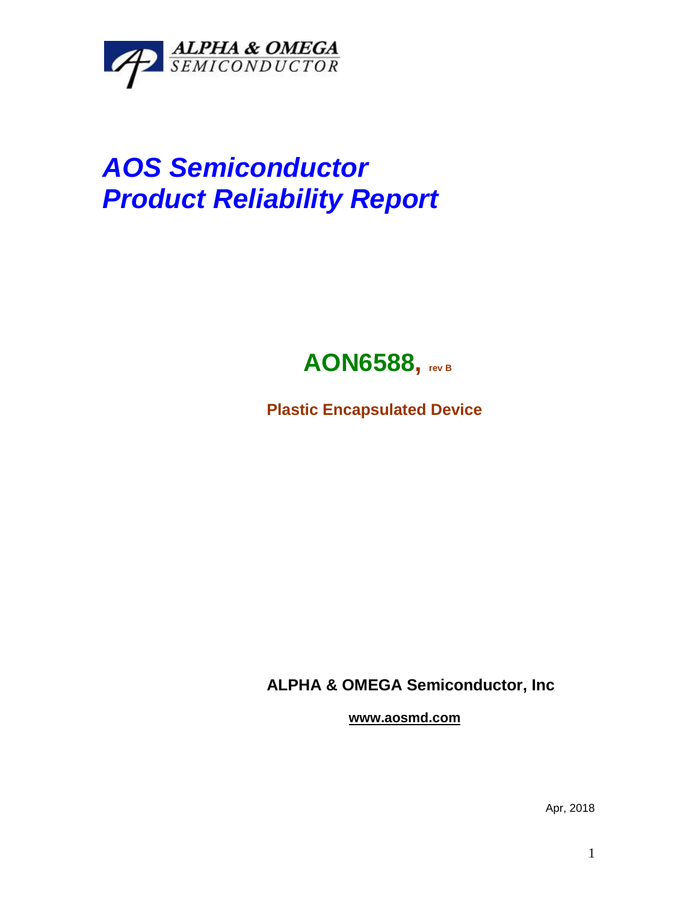ALPHA & OMEGA
SEMICONDUCTOR

# *AOS Semiconductor*
# *Product Reliability Report*

## AON6588, rev B

**Plastic Encapsulated Device**

**ALPHA & OMEGA Semiconductor, Inc**

**www.aosmd.com**

Apr, 2018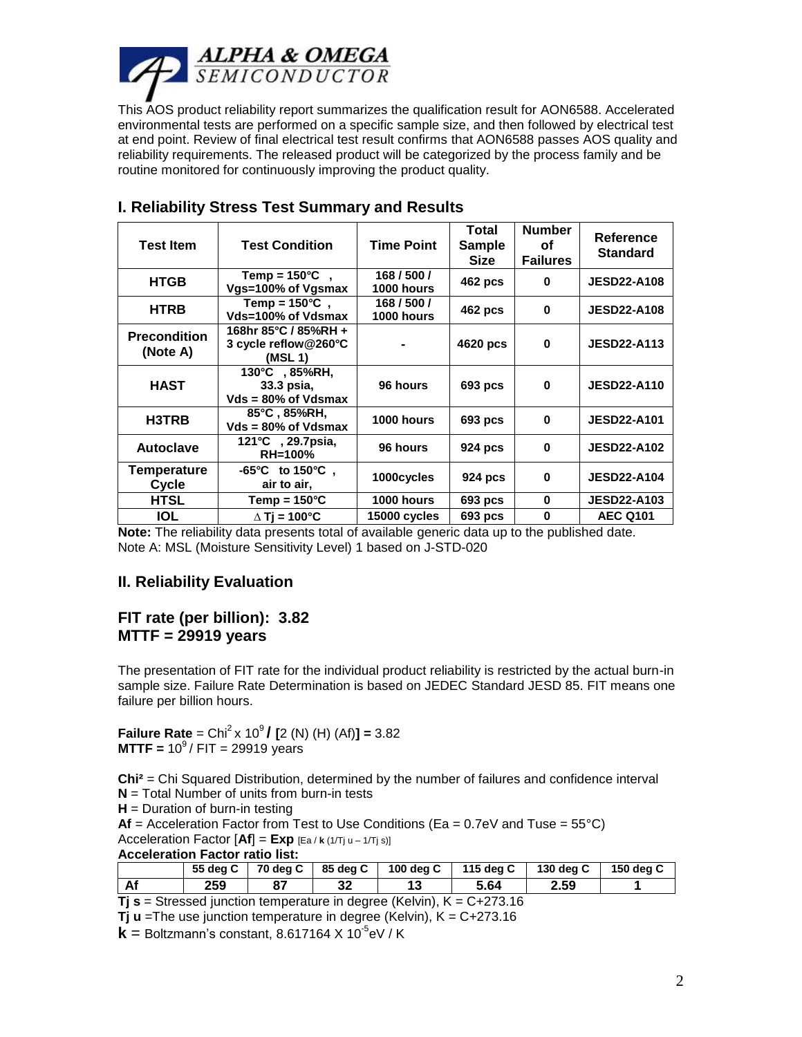ALPHA & OMEGA SEMICONDUCTOR

This AOS product reliability report summarizes the qualification result for AON6588. Accelerated environmental tests are performed on a specific sample size, and then followed by electrical test at end point. Review of final electrical test result confirms that AON6588 passes AOS quality and reliability requirements. The released product will be categorized by the process family and be routine monitored for continuously improving the product quality.

## I. Reliability Stress Test Summary and Results

| Test Item | Test Condition | Time Point | Total Sample Size | Number of Failures | Reference Standard |
|---|---|---|---|---|---|
| HTGB | Temp = 150°C , Vgs=100% of Vgsmax | 168 / 500 / 1000 hours | 462 pcs | 0 | JESD22-A108 |
| HTRB | Temp = 150°C , Vds=100% of Vdsmax | 168 / 500 / 1000 hours | 462 pcs | 0 | JESD22-A108 |
| Precondition (Note A) | 168hr 85°C / 85%RH + 3 cycle reflow@260°C (MSL 1) | - | 4620 pcs | 0 | JESD22-A113 |
| HAST | 130°C , 85%RH, 33.3 psia, Vds = 80% of Vdsmax | 96 hours | 693 pcs | 0 | JESD22-A110 |
| H3TRB | 85°C , 85%RH, Vds = 80% of Vdsmax | 1000 hours | 693 pcs | 0 | JESD22-A101 |
| Autoclave | 121°C , 29.7psia, RH=100% | 96 hours | 924 pcs | 0 | JESD22-A102 |
| Temperature Cycle | -65°C to 150°C , air to air, | 1000cycles | 924 pcs | 0 | JESD22-A104 |
| HTSL | Temp = 150°C | 1000 hours | 693 pcs | 0 | JESD22-A103 |
| IOL | $\Delta$ Tj = 100°C | 15000 cycles | 693 pcs | 0 | AEC Q101 |

**Note:** The reliability data presents total of available generic data up to the published date.
Note A: MSL (Moisture Sensitivity Level) 1 based on J-STD-020

## II. Reliability Evaluation

### FIT rate (per billion): 3.82
### MTTF = 29919 years

The presentation of FIT rate for the individual product reliability is restricted by the actual burn-in sample size. Failure Rate Determination is based on JEDEC Standard JESD 85. FIT means one failure per billion hours.

**Failure Rate** = $Chi^2 \times 10^9$ **/ [**2 (N) (H) (Af)**] =** 3.82
**MTTF =** $10^9$ / FIT = 29919 years

**Chi²** = Chi Squared Distribution, determined by the number of failures and confidence interval
**N** = Total Number of units from burn-in tests
**H** = Duration of burn-in testing
**Af** = Acceleration Factor from Test to Use Conditions (Ea = 0.7eV and Tuse = 55°C)
Acceleration Factor [**Af**] = **Exp** [Ea / **k** (1/Tj u – 1/Tj s)]

**Acceleration Factor ratio list:**

| | 55 deg C | 70 deg C | 85 deg C | 100 deg C | 115 deg C | 130 deg C | 150 deg C |
|---|---|---|---|---|---|---|---|
| Af | 259 | 87 | 32 | 13 | 5.64 | 2.59 | 1 |

**Tj s** = Stressed junction temperature in degree (Kelvin), K = C+273.16
**Tj u** =The use junction temperature in degree (Kelvin), K = C+273.16
**k** = Boltzmann's constant, 8.617164 X $10^{-5}$eV / K